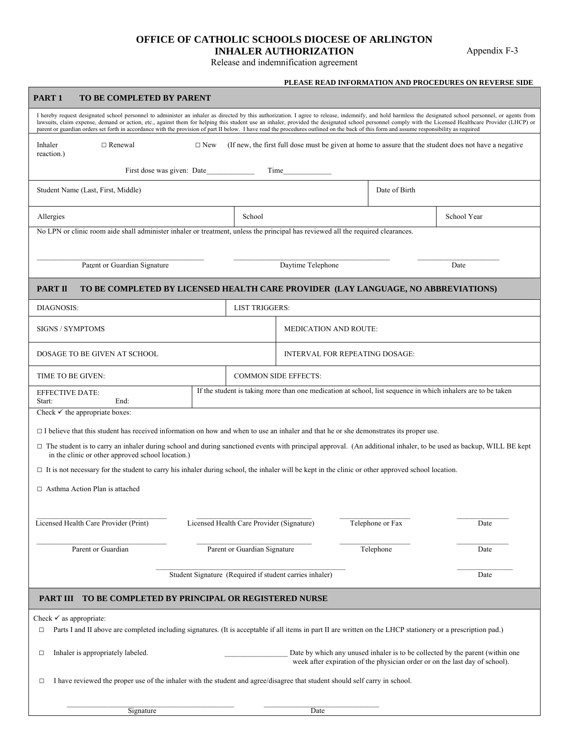# OFFICE OF CATHOLIC SCHOOLS DIOCESE OF ARLINGTON
## INHALER AUTHORIZATION

Appendix F-3

Release and indemnification agreement

**PLEASE READ INFORMATION AND PROCEDURES ON REVERSE SIDE**

### PART 1 TO BE COMPLETED BY PARENT

I hereby request designated school personnel to administer an inhaler as directed by this authorization. I agree to release, indemnify, and hold harmless the designated school personnel, or agents from lawsuits, claim expense, demand or action, etc., against them for helping this student use an inhaler, provided the designated school personnel comply with the Licensed Healthcare Provider (LHCP) or parent or guardian orders set forth in accordance with the provision of part II below. I have read the procedures outlined on the back of this form and assume responsibility as required

Inhaler □ Renewal □ New (If new, the first full dose must be given at home to assure that the student does not have a negative reaction.)

First dose was given: Date____________ Time____________

| Student Name (Last, First, Middle) | | Date of Birth |
|---|---|---|
| Allergies | School | School Year |

No LPN or clinic room aide shall administer inhaler or treatment, unless the principal has reviewed all the required clearances.

_______________________ Parent or Guardian Signature _______________________ Daytime Telephone _______________ Date

### PART II TO BE COMPLETED BY LICENSED HEALTH CARE PROVIDER (LAY LANGUAGE, NO ABBREVIATIONS)

| | |
|---|---|
| DIAGNOSIS: | LIST TRIGGERS: |
| SIGNS / SYMPTOMS | MEDICATION AND ROUTE: |
| DOSAGE TO BE GIVEN AT SCHOOL | INTERVAL FOR REPEATING DOSAGE: |
| TIME TO BE GIVEN: | COMMON SIDE EFFECTS: |
| EFFECTIVE DATE: Start: End: | If the student is taking more than one medication at school, list sequence in which inhalers are to be taken |

Check ✓ the appropriate boxes:

□ I believe that this student has received information on how and when to use an inhaler and that he or she demonstrates its proper use.

□ The student is to carry an inhaler during school and during sanctioned events with principal approval. (An additional inhaler, to be used as backup, WILL BE kept in the clinic or other approved school location.)

□ It is not necessary for the student to carry his inhaler during school, the inhaler will be kept in the clinic or other approved school location.

□ Asthma Action Plan is attached

_______________ Licensed Health Care Provider (Print) _______________ Licensed Health Care Provider (Signature) _______________ Telephone or Fax _______________ Date

_______________ Parent or Guardian _______________ Parent or Guardian Signature _______________ Telephone _______________ Date

_______________________ Student Signature (Required if student carries inhaler) _______________ Date

### PART III TO BE COMPLETED BY PRINCIPAL OR REGISTERED NURSE

Check ✓ as appropriate:

□ Parts I and II above are completed including signatures. (It is acceptable if all items in part II are written on the LHCP stationery or a prescription pad.)

□ Inhaler is appropriately labeled. _______________ Date by which any unused inhaler is to be collected by the parent (within one week after expiration of the physician order or on the last day of school).

□ I have reviewed the proper use of the inhaler with the student and agree/disagree that student should self carry in school.

_______________________ Signature _______________________ Date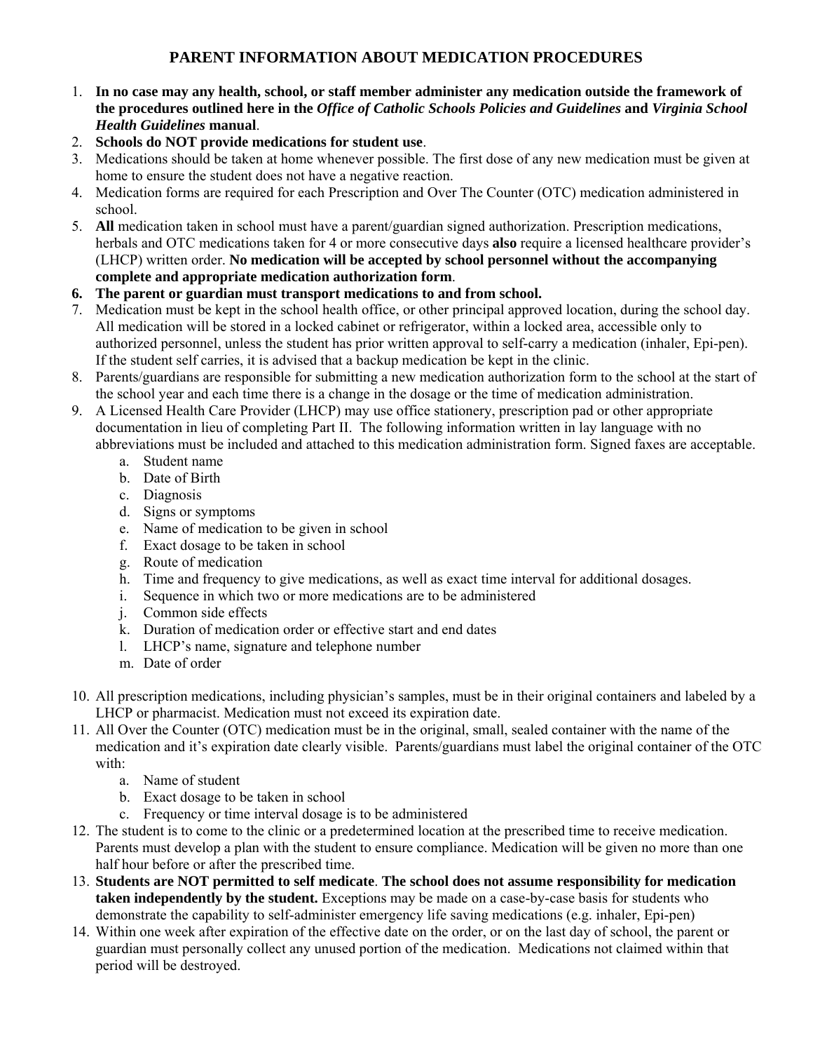# PARENT INFORMATION ABOUT MEDICATION PROCEDURES

1. **In no case may any health, school, or staff member administer any medication outside the framework of the procedures outlined here in the *Office of Catholic Schools Policies and Guidelines* and *Virginia School Health Guidelines* manual**.
2. **Schools do NOT provide medications for student use**.
3. Medications should be taken at home whenever possible. The first dose of any new medication must be given at home to ensure the student does not have a negative reaction.
4. Medication forms are required for each Prescription and Over The Counter (OTC) medication administered in school.
5. **All** medication taken in school must have a parent/guardian signed authorization. Prescription medications, herbals and OTC medications taken for 4 or more consecutive days **also** require a licensed healthcare provider's (LHCP) written order. **No medication will be accepted by school personnel without the accompanying complete and appropriate medication authorization form**.
6. **The parent or guardian must transport medications to and from school.**
7. Medication must be kept in the school health office, or other principal approved location, during the school day. All medication will be stored in a locked cabinet or refrigerator, within a locked area, accessible only to authorized personnel, unless the student has prior written approval to self-carry a medication (inhaler, Epi-pen). If the student self carries, it is advised that a backup medication be kept in the clinic.
8. Parents/guardians are responsible for submitting a new medication authorization form to the school at the start of the school year and each time there is a change in the dosage or the time of medication administration.
9. A Licensed Health Care Provider (LHCP) may use office stationery, prescription pad or other appropriate documentation in lieu of completing Part II. The following information written in lay language with no abbreviations must be included and attached to this medication administration form. Signed faxes are acceptable.
   a. Student name
   b. Date of Birth
   c. Diagnosis
   d. Signs or symptoms
   e. Name of medication to be given in school
   f. Exact dosage to be taken in school
   g. Route of medication
   h. Time and frequency to give medications, as well as exact time interval for additional dosages.
   i. Sequence in which two or more medications are to be administered
   j. Common side effects
   k. Duration of medication order or effective start and end dates
   l. LHCP's name, signature and telephone number
   m. Date of order
10. All prescription medications, including physician's samples, must be in their original containers and labeled by a LHCP or pharmacist. Medication must not exceed its expiration date.
11. All Over the Counter (OTC) medication must be in the original, small, sealed container with the name of the medication and it's expiration date clearly visible. Parents/guardians must label the original container of the OTC with:
    a. Name of student
    b. Exact dosage to be taken in school
    c. Frequency or time interval dosage is to be administered
12. The student is to come to the clinic or a predetermined location at the prescribed time to receive medication. Parents must develop a plan with the student to ensure compliance. Medication will be given no more than one half hour before or after the prescribed time.
13. **Students are NOT permitted to self medicate**. **The school does not assume responsibility for medication taken independently by the student.** Exceptions may be made on a case-by-case basis for students who demonstrate the capability to self-administer emergency life saving medications (e.g. inhaler, Epi-pen)
14. Within one week after expiration of the effective date on the order, or on the last day of school, the parent or guardian must personally collect any unused portion of the medication. Medications not claimed within that period will be destroyed.